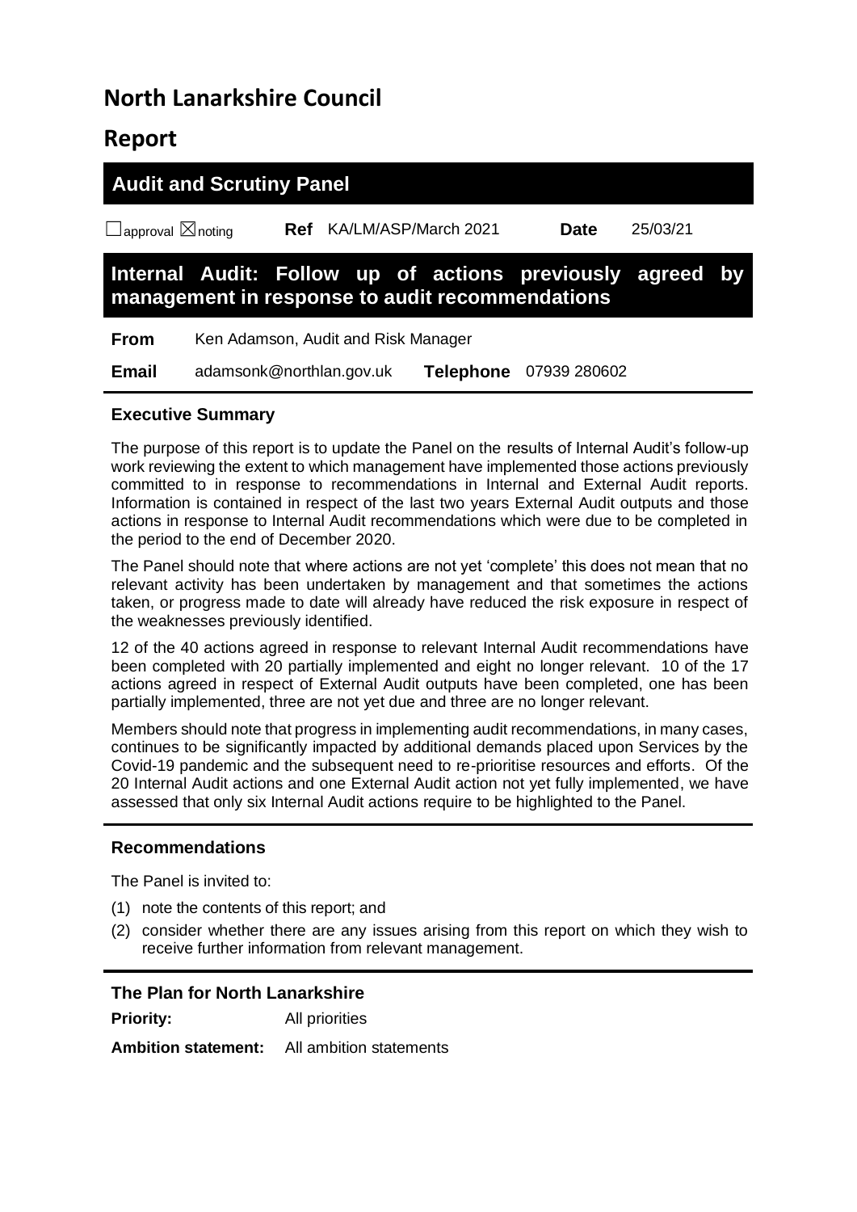# North Lanarkshire Council

# Report

## Audit and Scrutiny Panel

☐approval ☒noting **Ref** KA/LM/ASP/March 2021 **Date** 25/03/21

## Internal Audit: Follow up of actions previously agreed by management in response to audit recommendations

**From** Ken Adamson, Audit and Risk Manager

**Email** adamsonk@northlan.gov.uk **Telephone** 07939 280602

### Executive Summary

The purpose of this report is to update the Panel on the results of Internal Audit's follow-up work reviewing the extent to which management have implemented those actions previously committed to in response to recommendations in Internal and External Audit reports. Information is contained in respect of the last two years External Audit outputs and those actions in response to Internal Audit recommendations which were due to be completed in the period to the end of December 2020.

The Panel should note that where actions are not yet 'complete' this does not mean that no relevant activity has been undertaken by management and that sometimes the actions taken, or progress made to date will already have reduced the risk exposure in respect of the weaknesses previously identified.

12 of the 40 actions agreed in response to relevant Internal Audit recommendations have been completed with 20 partially implemented and eight no longer relevant. 10 of the 17 actions agreed in respect of External Audit outputs have been completed, one has been partially implemented, three are not yet due and three are no longer relevant.

Members should note that progress in implementing audit recommendations, in many cases, continues to be significantly impacted by additional demands placed upon Services by the Covid-19 pandemic and the subsequent need to re-prioritise resources and efforts. Of the 20 Internal Audit actions and one External Audit action not yet fully implemented, we have assessed that only six Internal Audit actions require to be highlighted to the Panel.

### Recommendations

The Panel is invited to:

(1) note the contents of this report; and

(2) consider whether there are any issues arising from this report on which they wish to receive further information from relevant management.

### The Plan for North Lanarkshire

**Priority:** All priorities

**Ambition statement:** All ambition statements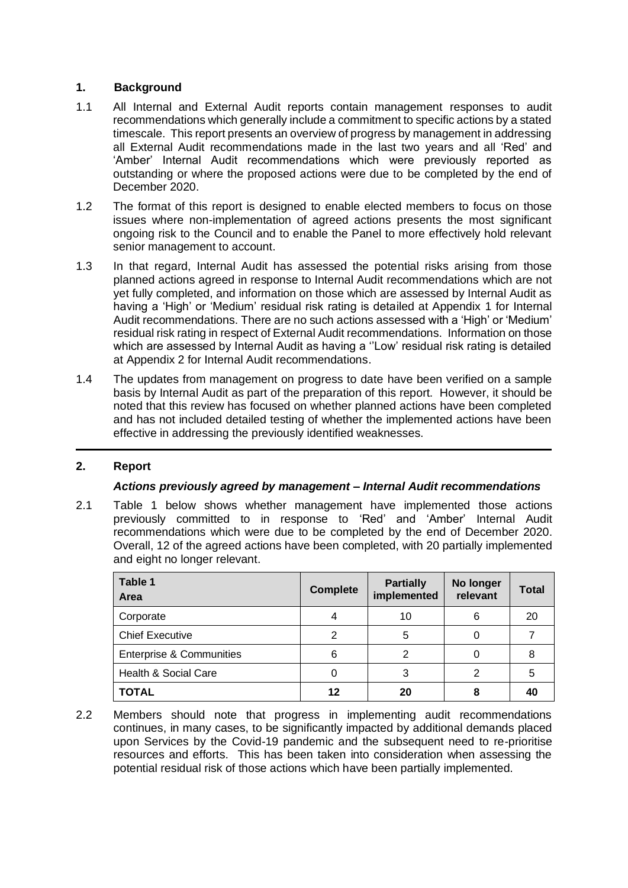## 1. Background

1.1 All Internal and External Audit reports contain management responses to audit recommendations which generally include a commitment to specific actions by a stated timescale. This report presents an overview of progress by management in addressing all External Audit recommendations made in the last two years and all 'Red' and 'Amber' Internal Audit recommendations which were previously reported as outstanding or where the proposed actions were due to be completed by the end of December 2020.

1.2 The format of this report is designed to enable elected members to focus on those issues where non-implementation of agreed actions presents the most significant ongoing risk to the Council and to enable the Panel to more effectively hold relevant senior management to account.

1.3 In that regard, Internal Audit has assessed the potential risks arising from those planned actions agreed in response to Internal Audit recommendations which are not yet fully completed, and information on those which are assessed by Internal Audit as having a 'High' or 'Medium' residual risk rating is detailed at Appendix 1 for Internal Audit recommendations. There are no such actions assessed with a 'High' or 'Medium' residual risk rating in respect of External Audit recommendations. Information on those which are assessed by Internal Audit as having a ''Low' residual risk rating is detailed at Appendix 2 for Internal Audit recommendations.

1.4 The updates from management on progress to date have been verified on a sample basis by Internal Audit as part of the preparation of this report. However, it should be noted that this review has focused on whether planned actions have been completed and has not included detailed testing of whether the implemented actions have been effective in addressing the previously identified weaknesses.

## 2. Report

### *Actions previously agreed by management – Internal Audit recommendations*

2.1 Table 1 below shows whether management have implemented those actions previously committed to in response to 'Red' and 'Amber' Internal Audit recommendations which were due to be completed by the end of December 2020. Overall, 12 of the agreed actions have been completed, with 20 partially implemented and eight no longer relevant.

| **Table 1** **Area** | **Complete** | **Partially implemented** | **No longer relevant** | **Total** |
|---|---|---|---|---|
| Corporate | 4 | 10 | 6 | 20 |
| Chief Executive | 2 | 5 | 0 | 7 |
| Enterprise & Communities | 6 | 2 | 0 | 8 |
| Health & Social Care | 0 | 3 | 2 | 5 |
| **TOTAL** | **12** | **20** | **8** | **40** |

2.2 Members should note that progress in implementing audit recommendations continues, in many cases, to be significantly impacted by additional demands placed upon Services by the Covid-19 pandemic and the subsequent need to re-prioritise resources and efforts. This has been taken into consideration when assessing the potential residual risk of those actions which have been partially implemented.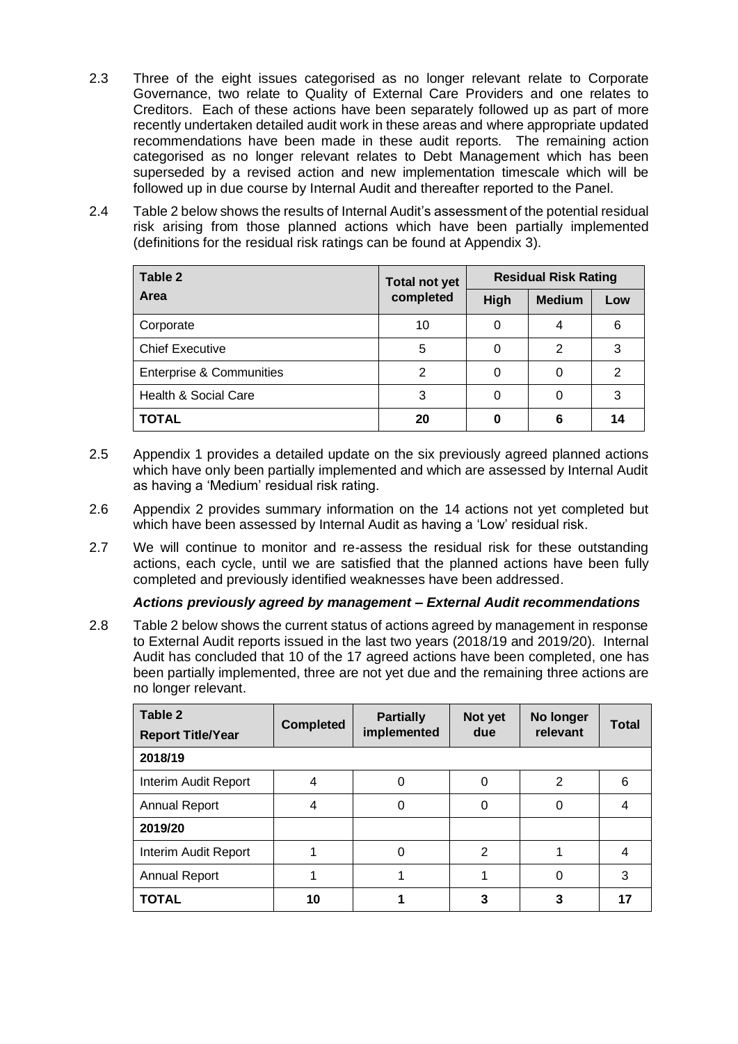2.3 Three of the eight issues categorised as no longer relevant relate to Corporate Governance, two relate to Quality of External Care Providers and one relates to Creditors. Each of these actions have been separately followed up as part of more recently undertaken detailed audit work in these areas and where appropriate updated recommendations have been made in these audit reports. The remaining action categorised as no longer relevant relates to Debt Management which has been superseded by a revised action and new implementation timescale which will be followed up in due course by Internal Audit and thereafter reported to the Panel.

2.4 Table 2 below shows the results of Internal Audit's assessment of the potential residual risk arising from those planned actions which have been partially implemented (definitions for the residual risk ratings can be found at Appendix 3).

| Table 2<br>Area | Total not yet completed | Residual Risk Rating | | |
|---|---|---|---|---|
| | | High | Medium | Low |
| Corporate | 10 | 0 | 4 | 6 |
| Chief Executive | 5 | 0 | 2 | 3 |
| Enterprise & Communities | 2 | 0 | 0 | 2 |
| Health & Social Care | 3 | 0 | 0 | 3 |
| **TOTAL** | **20** | **0** | **6** | **14** |

2.5 Appendix 1 provides a detailed update on the six previously agreed planned actions which have only been partially implemented and which are assessed by Internal Audit as having a 'Medium' residual risk rating.

2.6 Appendix 2 provides summary information on the 14 actions not yet completed but which have been assessed by Internal Audit as having a 'Low' residual risk.

2.7 We will continue to monitor and re-assess the residual risk for these outstanding actions, each cycle, until we are satisfied that the planned actions have been fully completed and previously identified weaknesses have been addressed.

***Actions previously agreed by management – External Audit recommendations***

2.8 Table 2 below shows the current status of actions agreed by management in response to External Audit reports issued in the last two years (2018/19 and 2019/20). Internal Audit has concluded that 10 of the 17 agreed actions have been completed, one has been partially implemented, three are not yet due and the remaining three actions are no longer relevant.

| Table 2<br>Report Title/Year | Completed | Partially implemented | Not yet due | No longer relevant | Total |
|---|---|---|---|---|---|
| **2018/19** | | | | | |
| Interim Audit Report | 4 | 0 | 0 | 2 | 6 |
| Annual Report | 4 | 0 | 0 | 0 | 4 |
| **2019/20** | | | | | |
| Interim Audit Report | 1 | 0 | 2 | 1 | 4 |
| Annual Report | 1 | 1 | 1 | 0 | 3 |
| **TOTAL** | **10** | **1** | **3** | **3** | **17** |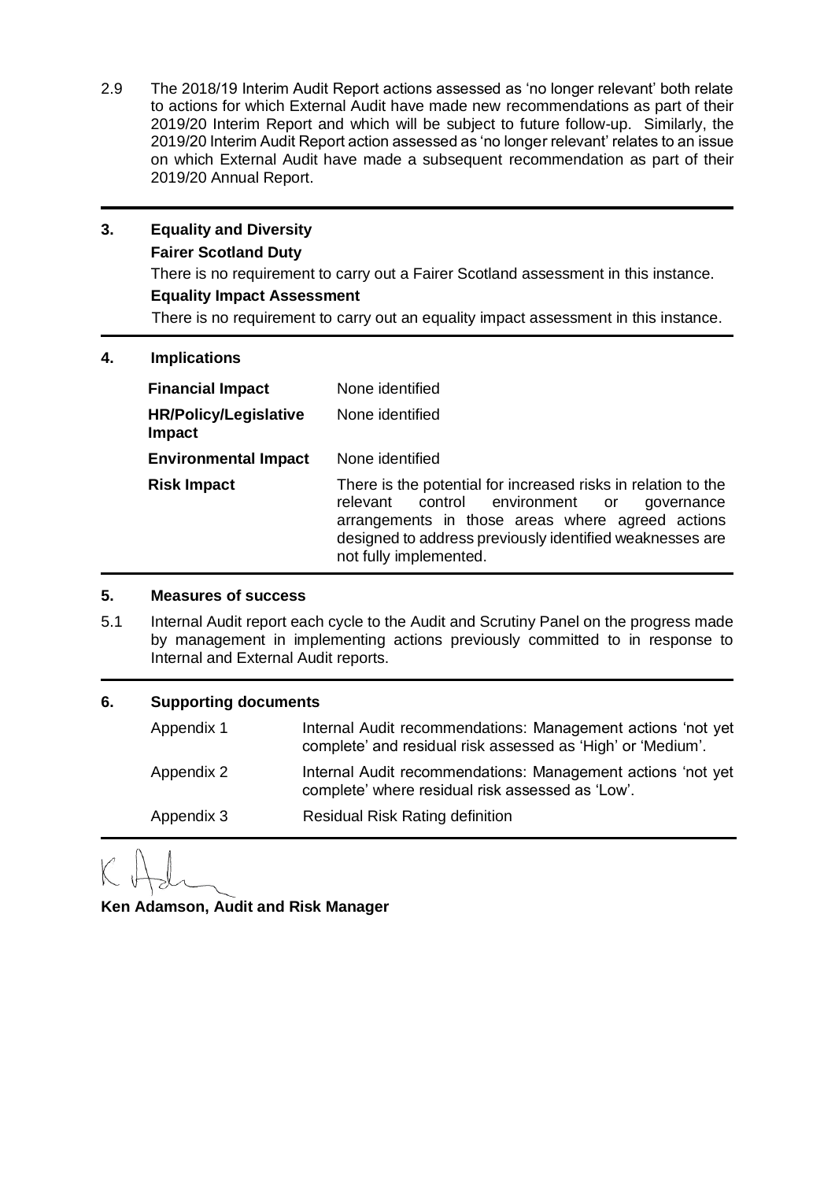2.9 The 2018/19 Interim Audit Report actions assessed as 'no longer relevant' both relate to actions for which External Audit have made new recommendations as part of their 2019/20 Interim Report and which will be subject to future follow-up. Similarly, the 2019/20 Interim Audit Report action assessed as 'no longer relevant' relates to an issue on which External Audit have made a subsequent recommendation as part of their 2019/20 Annual Report.

## 3. Equality and Diversity

**Fairer Scotland Duty**

There is no requirement to carry out a Fairer Scotland assessment in this instance.

**Equality Impact Assessment**

There is no requirement to carry out an equality impact assessment in this instance.

## 4. Implications

| | |
|---|---|
| **Financial Impact** | None identified |
| **HR/Policy/Legislative Impact** | None identified |
| **Environmental Impact** | None identified |
| **Risk Impact** | There is the potential for increased risks in relation to the relevant control environment or governance arrangements in those areas where agreed actions designed to address previously identified weaknesses are not fully implemented. |

## 5. Measures of success

5.1 Internal Audit report each cycle to the Audit and Scrutiny Panel on the progress made by management in implementing actions previously committed to in response to Internal and External Audit reports.

## 6. Supporting documents

| | |
|---|---|
| Appendix 1 | Internal Audit recommendations: Management actions 'not yet complete' and residual risk assessed as 'High' or 'Medium'. |
| Appendix 2 | Internal Audit recommendations: Management actions 'not yet complete' where residual risk assessed as 'Low'. |
| Appendix 3 | Residual Risk Rating definition |

**Ken Adamson, Audit and Risk Manager**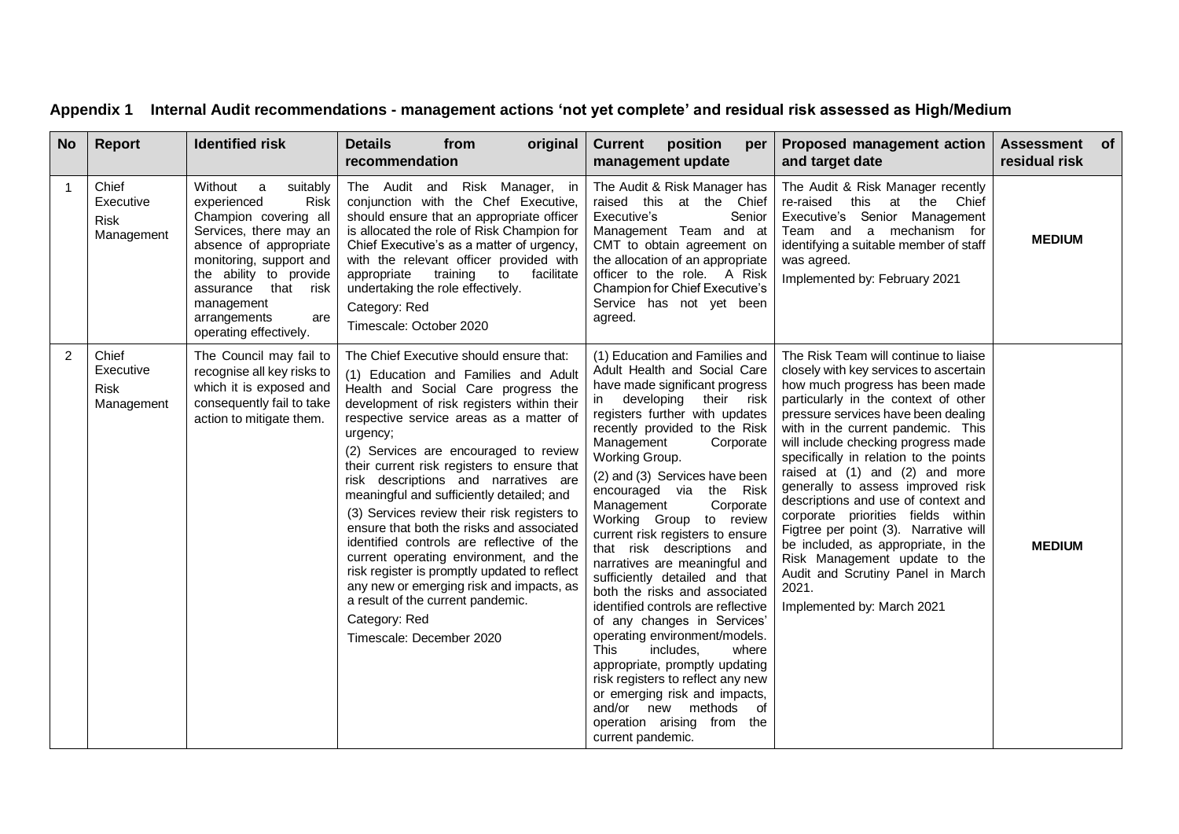## Appendix 1 Internal Audit recommendations - management actions 'not yet complete' and residual risk assessed as High/Medium

| No | Report | Identified risk | Details from original recommendation | Current position per management update | Proposed management action and target date | Assessment of residual risk |
|---|---|---|---|---|---|---|
| 1 | Chief Executive Risk Management | Without a suitably experienced Risk Champion covering all Services, there may an absence of appropriate monitoring, support and the ability to provide assurance that risk management arrangements are operating effectively. | The Audit and Risk Manager, in conjunction with the Chef Executive, should ensure that an appropriate officer is allocated the role of Risk Champion for Chief Executive's as a matter of urgency, with the relevant officer provided with appropriate training to facilitate undertaking the role effectively.<br><br>Category: Red<br><br>Timescale: October 2020 | The Audit & Risk Manager has raised this at the Chief Executive's Senior Management Team and at CMT to obtain agreement on the allocation of an appropriate officer to the role. A Risk Champion for Chief Executive's Service has not yet been agreed. | The Audit & Risk Manager recently re-raised this at the Chief Executive's Senior Management Team and a mechanism for identifying a suitable member of staff was agreed.<br><br>Implemented by: February 2021 | **MEDIUM** |
| 2 | Chief Executive Risk Management | The Council may fail to recognise all key risks to which it is exposed and consequently fail to take action to mitigate them. | The Chief Executive should ensure that:<br><br>(1) Education and Families and Adult Health and Social Care progress the development of risk registers within their respective service areas as a matter of urgency;<br><br>(2) Services are encouraged to review their current risk registers to ensure that risk descriptions and narratives are meaningful and sufficiently detailed; and<br><br>(3) Services review their risk registers to ensure that both the risks and associated identified controls are reflective of the current operating environment, and the risk register is promptly updated to reflect any new or emerging risk and impacts, as a result of the current pandemic.<br><br>Category: Red<br><br>Timescale: December 2020 | (1) Education and Families and Adult Health and Social Care have made significant progress in developing their risk registers further with updates recently provided to the Risk Management Corporate Working Group.<br><br>(2) and (3) Services have been encouraged via the Risk Management Corporate Working Group to review current risk registers to ensure that risk descriptions and narratives are meaningful and sufficiently detailed and that both the risks and associated identified controls are reflective of any changes in Services' operating environment/models. This includes, where appropriate, promptly updating risk registers to reflect any new or emerging risk and impacts, and/or new methods of operation arising from the current pandemic. | The Risk Team will continue to liaise closely with key services to ascertain how much progress has been made particularly in the context of other pressure services have been dealing with in the current pandemic. This will include checking progress made specifically in relation to the points raised at (1) and (2) and more generally to assess improved risk descriptions and use of context and corporate priorities fields within Figtree per point (3). Narrative will be included, as appropriate, in the Risk Management update to the Audit and Scrutiny Panel in March 2021.<br><br>Implemented by: March 2021 | **MEDIUM** |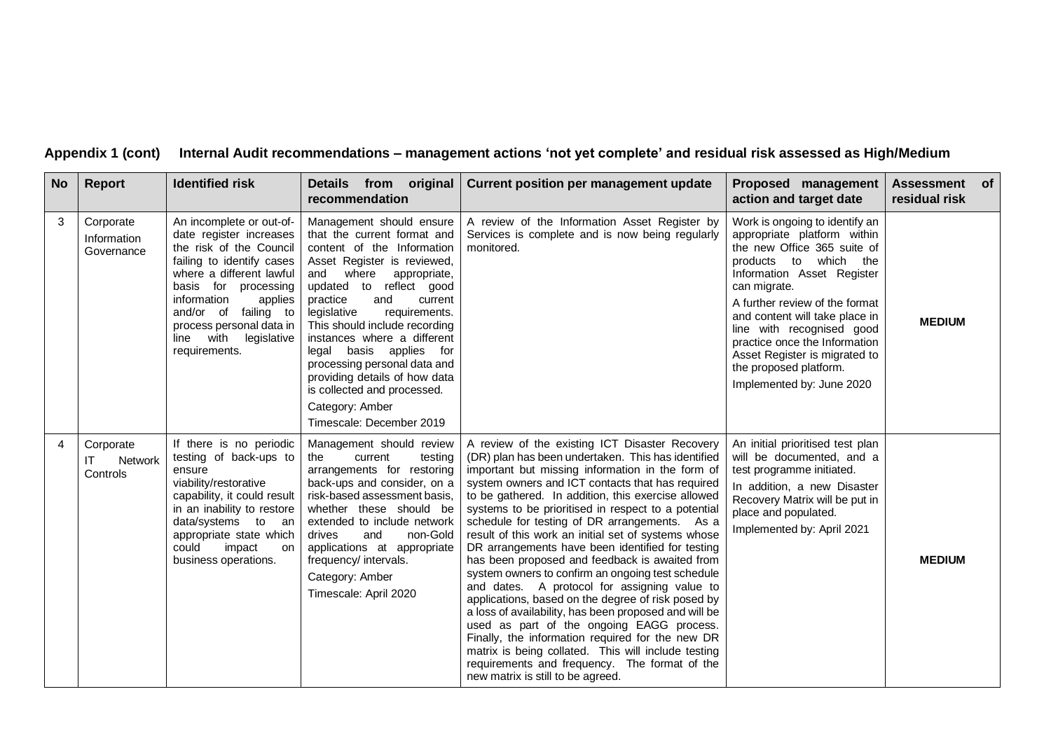**Appendix 1 (cont) Internal Audit recommendations – management actions 'not yet complete' and residual risk assessed as High/Medium**

| No | Report | Identified risk | Details from original recommendation | Current position per management update | Proposed management action and target date | Assessment of residual risk |
|---|---|---|---|---|---|---|
| 3 | Corporate Information Governance | An incomplete or out-of-date register increases the risk of the Council failing to identify cases where a different lawful basis for processing information applies and/or of failing to process personal data in line with legislative requirements. | Management should ensure that the current format and content of the Information Asset Register is reviewed, and where appropriate, updated to reflect good practice and current legislative requirements. This should include recording instances where a different legal basis applies for processing personal data and providing details of how data is collected and processed.<br>Category: Amber<br>Timescale: December 2019 | A review of the Information Asset Register by Services is complete and is now being regularly monitored. | Work is ongoing to identify an appropriate platform within the new Office 365 suite of products to which the Information Asset Register can migrate.<br>A further review of the format and content will take place in line with recognised good practice once the Information Asset Register is migrated to the proposed platform.<br>Implemented by: June 2020 | **MEDIUM** |
| 4 | Corporate IT Network Controls | If there is no periodic testing of back-ups to ensure viability/restorative capability, it could result in an inability to restore data/systems to an appropriate state which could impact on business operations. | Management should review the current testing arrangements for restoring back-ups and consider, on a risk-based assessment basis, whether these should be extended to include network drives and non-Gold applications at appropriate frequency/ intervals.<br>Category: Amber<br>Timescale: April 2020 | A review of the existing ICT Disaster Recovery (DR) plan has been undertaken. This has identified important but missing information in the form of system owners and ICT contacts that has required to be gathered. In addition, this exercise allowed systems to be prioritised in respect to a potential schedule for testing of DR arrangements. As a result of this work an initial set of systems whose DR arrangements have been identified for testing has been proposed and feedback is awaited from system owners to confirm an ongoing test schedule and dates. A protocol for assigning value to applications, based on the degree of risk posed by a loss of availability, has been proposed and will be used as part of the ongoing EAGG process. Finally, the information required for the new DR matrix is being collated. This will include testing requirements and frequency. The format of the new matrix is still to be agreed. | An initial prioritised test plan will be documented, and a test programme initiated.<br>In addition, a new Disaster Recovery Matrix will be put in place and populated.<br>Implemented by: April 2021 | **MEDIUM** |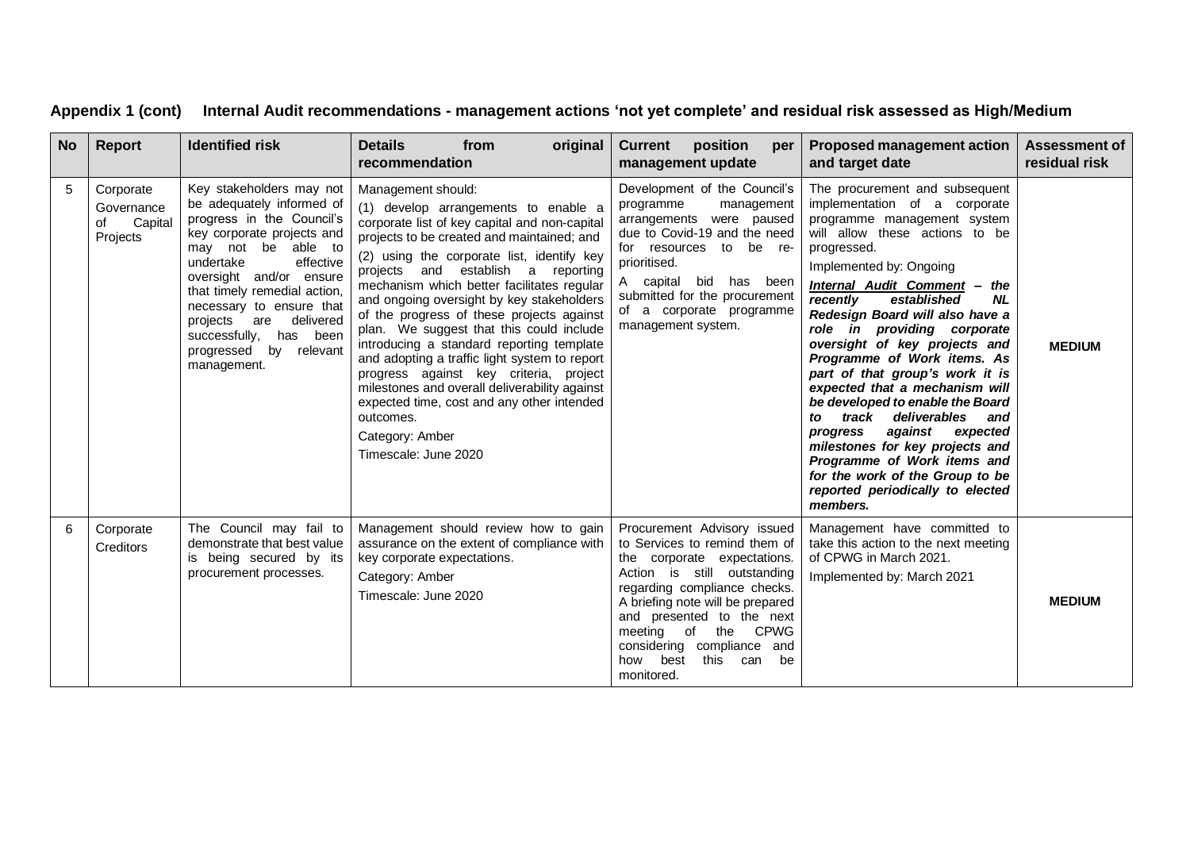## Appendix 1 (cont) Internal Audit recommendations - management actions 'not yet complete' and residual risk assessed as High/Medium

| No | Report | Identified risk | Details from original recommendation | Current position per management update | Proposed management action and target date | Assessment of residual risk |
|---|---|---|---|---|---|---|
| 5 | Corporate Governance of Capital Projects | Key stakeholders may not be adequately informed of progress in the Council's key corporate projects and may not be able to undertake effective oversight and/or ensure that timely remedial action, necessary to ensure that projects are delivered successfully, has been progressed by relevant management. | Management should:<br>(1) develop arrangements to enable a corporate list of key capital and non-capital projects to be created and maintained; and<br>(2) using the corporate list, identify key projects and establish a reporting mechanism which better facilitates regular and ongoing oversight by key stakeholders of the progress of these projects against plan. We suggest that this could include introducing a standard reporting template and adopting a traffic light system to report progress against key criteria, project milestones and overall deliverability against expected time, cost and any other intended outcomes.<br>Category: Amber<br>Timescale: June 2020 | Development of the Council's programme management arrangements were paused due to Covid-19 and the need for resources to be re-prioritised.<br>A capital bid has been submitted for the procurement of a corporate programme management system. | The procurement and subsequent implementation of a corporate programme management system will allow these actions to be progressed.<br>Implemented by: Ongoing<br>***<u>Internal Audit Comment</u> – the recently established NL Redesign Board will also have a role in providing corporate oversight of key projects and Programme of Work items. As part of that group's work it is expected that a mechanism will be developed to enable the Board to track deliverables and progress against expected milestones for key projects and Programme of Work items and for the work of the Group to be reported periodically to elected members.*** | **MEDIUM** |
| 6 | Corporate Creditors | The Council may fail to demonstrate that best value is being secured by its procurement processes. | Management should review how to gain assurance on the extent of compliance with key corporate expectations.<br>Category: Amber<br>Timescale: June 2020 | Procurement Advisory issued to Services to remind them of the corporate expectations. Action is still outstanding regarding compliance checks. A briefing note will be prepared and presented to the next meeting of the CPWG considering compliance and how best this can be monitored. | Management have committed to take this action to the next meeting of CPWG in March 2021.<br>Implemented by: March 2021 | **MEDIUM** |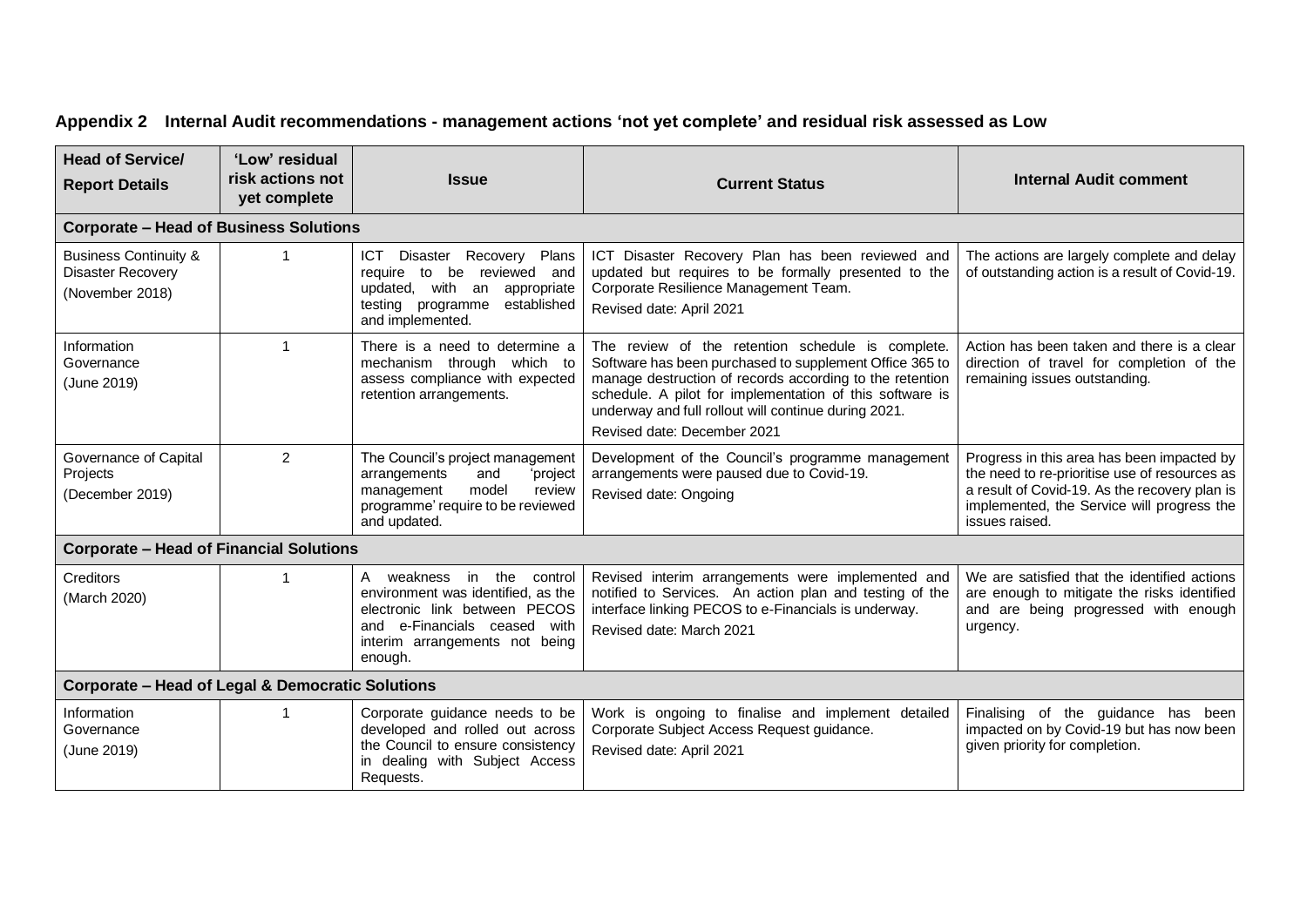## Appendix 2 Internal Audit recommendations - management actions 'not yet complete' and residual risk assessed as Low

| Head of Service/ Report Details | 'Low' residual risk actions not yet complete | Issue | Current Status | Internal Audit comment |
|---|---|---|---|---|
| **Corporate – Head of Business Solutions** | | | | |
| Business Continuity & Disaster Recovery (November 2018) | 1 | ICT Disaster Recovery Plans require to be reviewed and updated, with an appropriate testing programme established and implemented. | ICT Disaster Recovery Plan has been reviewed and updated but requires to be formally presented to the Corporate Resilience Management Team.<br>Revised date: April 2021 | The actions are largely complete and delay of outstanding action is a result of Covid-19. |
| Information Governance (June 2019) | 1 | There is a need to determine a mechanism through which to assess compliance with expected retention arrangements. | The review of the retention schedule is complete. Software has been purchased to supplement Office 365 to manage destruction of records according to the retention schedule. A pilot for implementation of this software is underway and full rollout will continue during 2021.<br>Revised date: December 2021 | Action has been taken and there is a clear direction of travel for completion of the remaining issues outstanding. |
| Governance of Capital Projects (December 2019) | 2 | The Council's project management arrangements and 'project management model review programme' require to be reviewed and updated. | Development of the Council's programme management arrangements were paused due to Covid-19.<br>Revised date: Ongoing | Progress in this area has been impacted by the need to re-prioritise use of resources as a result of Covid-19. As the recovery plan is implemented, the Service will progress the issues raised. |
| **Corporate – Head of Financial Solutions** | | | | |
| Creditors (March 2020) | 1 | A weakness in the control environment was identified, as the electronic link between PECOS and e-Financials ceased with interim arrangements not being enough. | Revised interim arrangements were implemented and notified to Services. An action plan and testing of the interface linking PECOS to e-Financials is underway.<br>Revised date: March 2021 | We are satisfied that the identified actions are enough to mitigate the risks identified and are being progressed with enough urgency. |
| **Corporate – Head of Legal & Democratic Solutions** | | | | |
| Information Governance (June 2019) | 1 | Corporate guidance needs to be developed and rolled out across the Council to ensure consistency in dealing with Subject Access Requests. | Work is ongoing to finalise and implement detailed Corporate Subject Access Request guidance.<br>Revised date: April 2021 | Finalising of the guidance has been impacted on by Covid-19 but has now been given priority for completion. |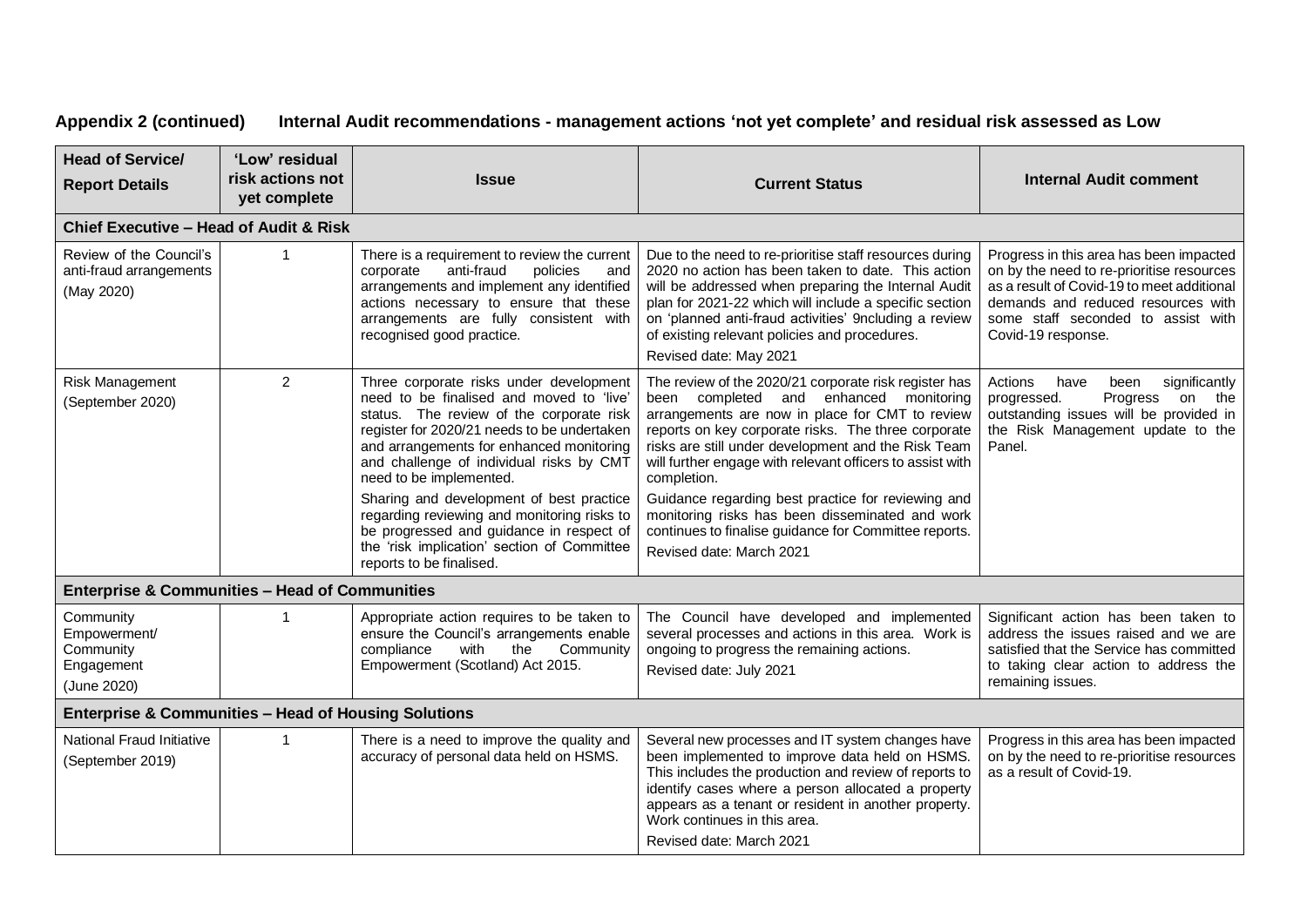## Appendix 2 (continued) Internal Audit recommendations - management actions 'not yet complete' and residual risk assessed as Low

| Head of Service/ Report Details | 'Low' residual risk actions not yet complete | Issue | Current Status | Internal Audit comment |
|---|---|---|---|---|
| **Chief Executive – Head of Audit & Risk** | | | | |
| Review of the Council's anti-fraud arrangements (May 2020) | 1 | There is a requirement to review the current corporate anti-fraud policies and arrangements and implement any identified actions necessary to ensure that these arrangements are fully consistent with recognised good practice. | Due to the need to re-prioritise staff resources during 2020 no action has been taken to date. This action will be addressed when preparing the Internal Audit plan for 2021-22 which will include a specific section on 'planned anti-fraud activities' 9ncluding a review of existing relevant policies and procedures.<br><br>Revised date: May 2021 | Progress in this area has been impacted on by the need to re-prioritise resources as a result of Covid-19 to meet additional demands and reduced resources with some staff seconded to assist with Covid-19 response. |
| Risk Management (September 2020) | 2 | Three corporate risks under development need to be finalised and moved to 'live' status. The review of the corporate risk register for 2020/21 needs to be undertaken and arrangements for enhanced monitoring and challenge of individual risks by CMT need to be implemented.<br><br>Sharing and development of best practice regarding reviewing and monitoring risks to be progressed and guidance in respect of the 'risk implication' section of Committee reports to be finalised. | The review of the 2020/21 corporate risk register has been completed and enhanced monitoring arrangements are now in place for CMT to review reports on key corporate risks. The three corporate risks are still under development and the Risk Team will further engage with relevant officers to assist with completion.<br><br>Guidance regarding best practice for reviewing and monitoring risks has been disseminated and work continues to finalise guidance for Committee reports.<br><br>Revised date: March 2021 | Actions have been significantly progressed. Progress on the outstanding issues will be provided in the Risk Management update to the Panel. |
| **Enterprise & Communities – Head of Communities** | | | | |
| Community Empowerment/ Community Engagement (June 2020) | 1 | Appropriate action requires to be taken to ensure the Council's arrangements enable compliance with the Community Empowerment (Scotland) Act 2015. | The Council have developed and implemented several processes and actions in this area. Work is ongoing to progress the remaining actions.<br><br>Revised date: July 2021 | Significant action has been taken to address the issues raised and we are satisfied that the Service has committed to taking clear action to address the remaining issues. |
| **Enterprise & Communities – Head of Housing Solutions** | | | | |
| National Fraud Initiative (September 2019) | 1 | There is a need to improve the quality and accuracy of personal data held on HSMS. | Several new processes and IT system changes have been implemented to improve data held on HSMS. This includes the production and review of reports to identify cases where a person allocated a property appears as a tenant or resident in another property. Work continues in this area.<br><br>Revised date: March 2021 | Progress in this area has been impacted on by the need to re-prioritise resources as a result of Covid-19. |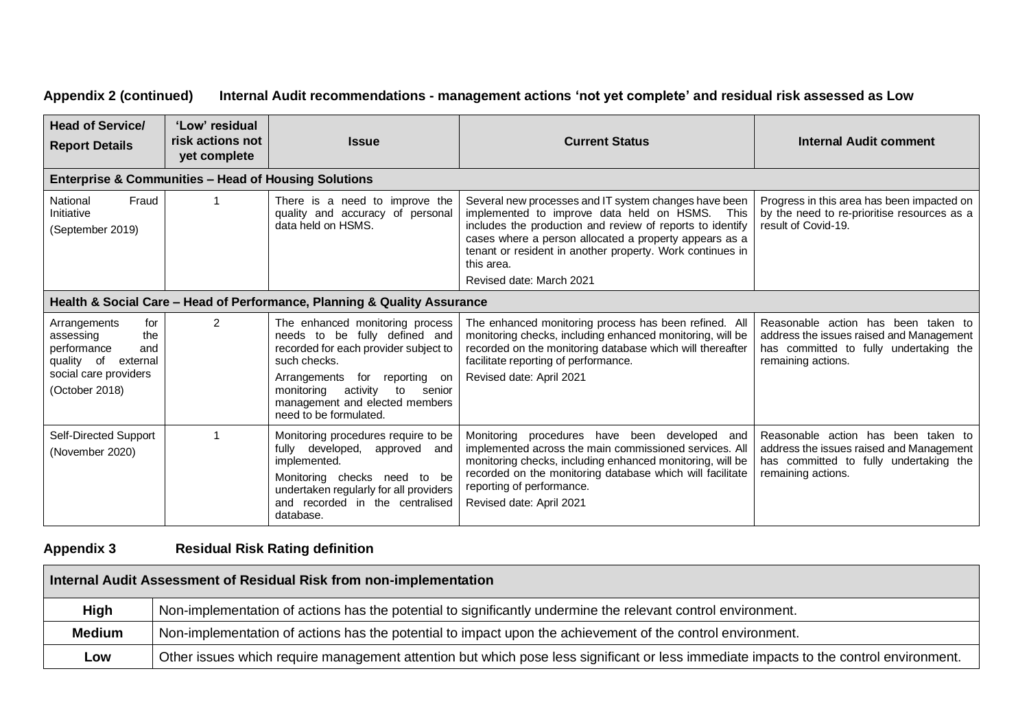**Appendix 2 (continued)   Internal Audit recommendations - management actions 'not yet complete' and residual risk assessed as Low**

| Head of Service/ Report Details | 'Low' residual risk actions not yet complete | Issue | Current Status | Internal Audit comment |
|---|---|---|---|---|
| **Enterprise & Communities – Head of Housing Solutions** | | | | |
| National Fraud Initiative (September 2019) | 1 | There is a need to improve the quality and accuracy of personal data held on HSMS. | Several new processes and IT system changes have been implemented to improve data held on HSMS. This includes the production and review of reports to identify cases where a person allocated a property appears as a tenant or resident in another property. Work continues in this area. Revised date: March 2021 | Progress in this area has been impacted on by the need to re-prioritise resources as a result of Covid-19. |
| **Health & Social Care – Head of Performance, Planning & Quality Assurance** | | | | |
| Arrangements for assessing the performance and quality of external social care providers (October 2018) | 2 | The enhanced monitoring process needs to be fully defined and recorded for each provider subject to such checks. Arrangements for reporting on monitoring activity to senior management and elected members need to be formulated. | The enhanced monitoring process has been refined. All monitoring checks, including enhanced monitoring, will be recorded on the monitoring database which will thereafter facilitate reporting of performance. Revised date: April 2021 | Reasonable action has been taken to address the issues raised and Management has committed to fully undertaking the remaining actions. |
| Self-Directed Support (November 2020) | 1 | Monitoring procedures require to be fully developed, approved and implemented. Monitoring checks need to be undertaken regularly for all providers and recorded in the centralised database. | Monitoring procedures have been developed and implemented across the main commissioned services. All monitoring checks, including enhanced monitoring, will be recorded on the monitoring database which will facilitate reporting of performance. Revised date: April 2021 | Reasonable action has been taken to address the issues raised and Management has committed to fully undertaking the remaining actions. |

**Appendix 3   Residual Risk Rating definition**

| Internal Audit Assessment of Residual Risk from non-implementation | |
|---|---|
| **High** | Non-implementation of actions has the potential to significantly undermine the relevant control environment. |
| **Medium** | Non-implementation of actions has the potential to impact upon the achievement of the control environment. |
| **Low** | Other issues which require management attention but which pose less significant or less immediate impacts to the control environment. |